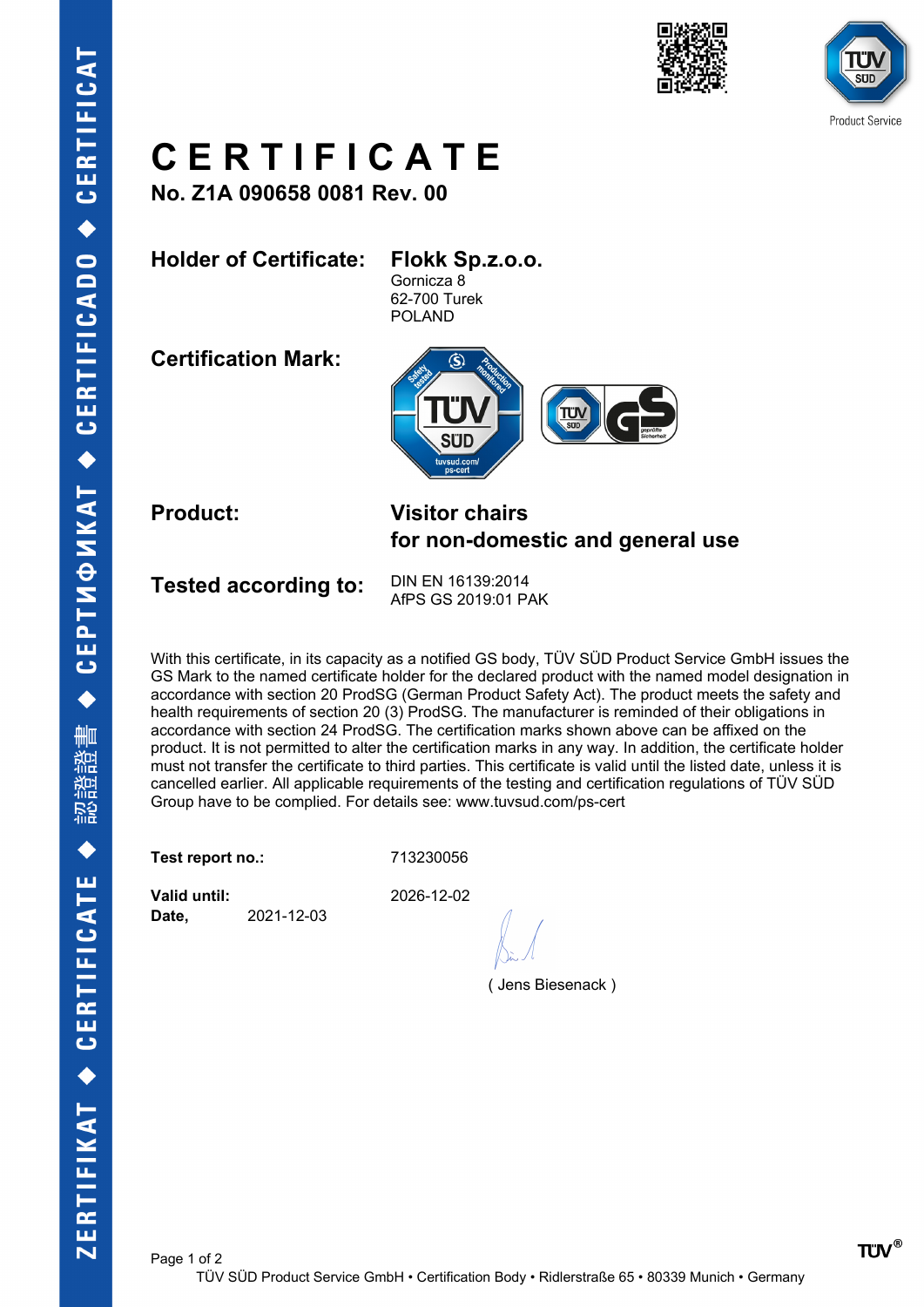# CERTIFICATE

**No. Z1A 090658 0081 Rev. 00**

**Holder of Certificate:** **Flokk Sp.z.o.o.**
Gornicza 8
62-700 Turek
POLAND

**Certification Mark:**

**Product:** **Visitor chairs for non-domestic and general use**

**Tested according to:** DIN EN 16139:2014
AfPS GS 2019:01 PAK

With this certificate, in its capacity as a notified GS body, TÜV SÜD Product Service GmbH issues the GS Mark to the named certificate holder for the declared product with the named model designation in accordance with section 20 ProdSG (German Product Safety Act). The product meets the safety and health requirements of section 20 (3) ProdSG. The manufacturer is reminded of their obligations in accordance with section 24 ProdSG. The certification marks shown above can be affixed on the product. It is not permitted to alter the certification marks in any way. In addition, the certificate holder must not transfer the certificate to third parties. This certificate is valid until the listed date, unless it is cancelled earlier. All applicable requirements of the testing and certification regulations of TÜV SÜD Group have to be complied. For details see: www.tuvsud.com/ps-cert

**Test report no.:** 713230056

**Valid until:** 2026-12-02

**Date,** 2021-12-03

( Jens Biesenack )

TÜV SÜD Product Service GmbH • Certification Body • Ridlerstraße 65 • 80339 Munich • Germany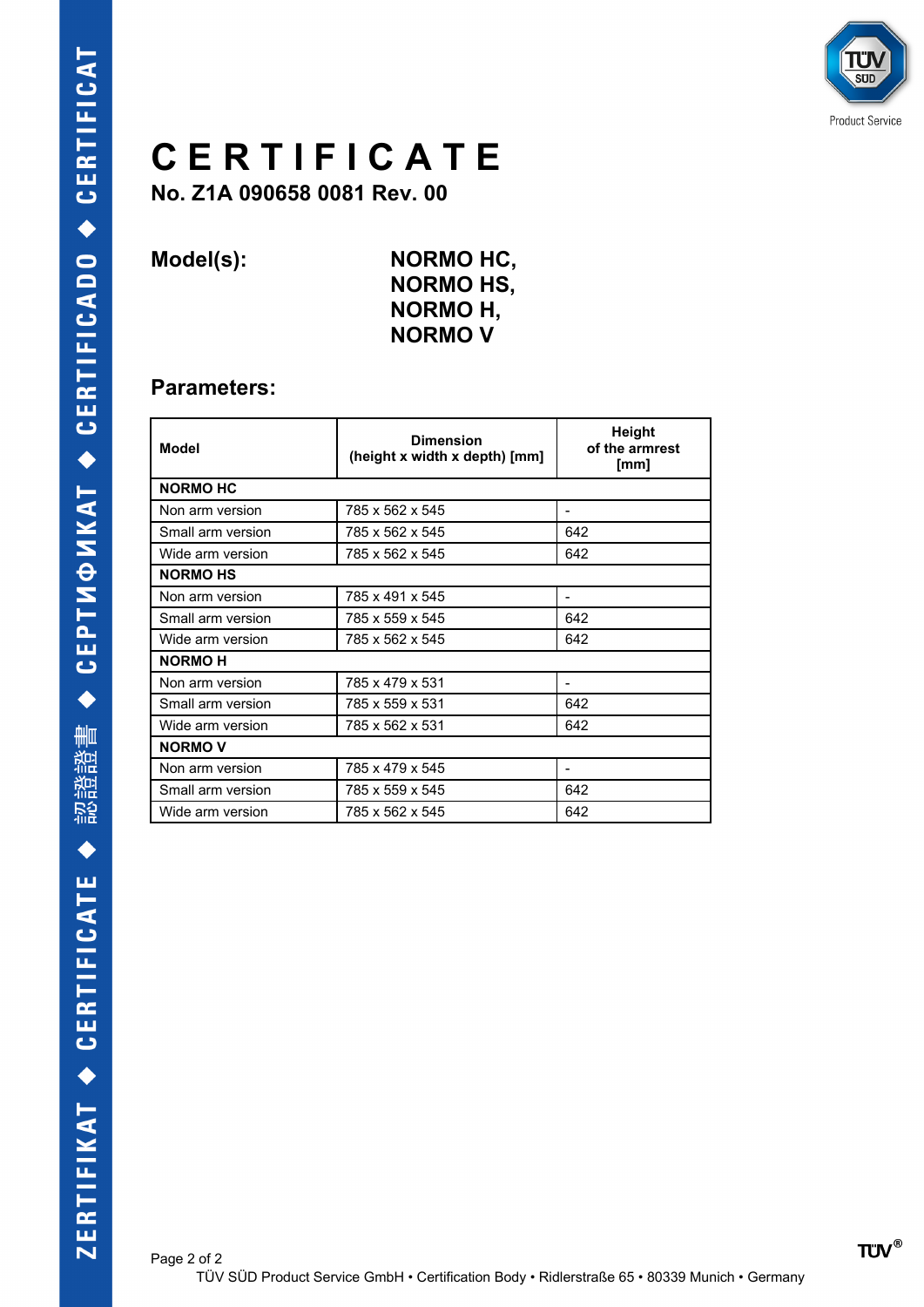# CERTIFICATE

**No. Z1A 090658 0081 Rev. 00**

**Model(s):** **NORMO HC, NORMO HS, NORMO H, NORMO V**

## Parameters:

| Model | Dimension (height x width x depth) [mm] | Height of the armrest [mm] |
|---|---|---|
| **NORMO HC** | | |
| Non arm version | 785 x 562 x 545 | - |
| Small arm version | 785 x 562 x 545 | 642 |
| Wide arm version | 785 x 562 x 545 | 642 |
| **NORMO HS** | | |
| Non arm version | 785 x 491 x 545 | - |
| Small arm version | 785 x 559 x 545 | 642 |
| Wide arm version | 785 x 562 x 545 | 642 |
| **NORMO H** | | |
| Non arm version | 785 x 479 x 531 | - |
| Small arm version | 785 x 559 x 531 | 642 |
| Wide arm version | 785 x 562 x 531 | 642 |
| **NORMO V** | | |
| Non arm version | 785 x 479 x 545 | - |
| Small arm version | 785 x 559 x 545 | 642 |
| Wide arm version | 785 x 562 x 545 | 642 |

TÜV SÜD Product Service GmbH • Certification Body • Ridlerstraße 65 • 80339 Munich • Germany